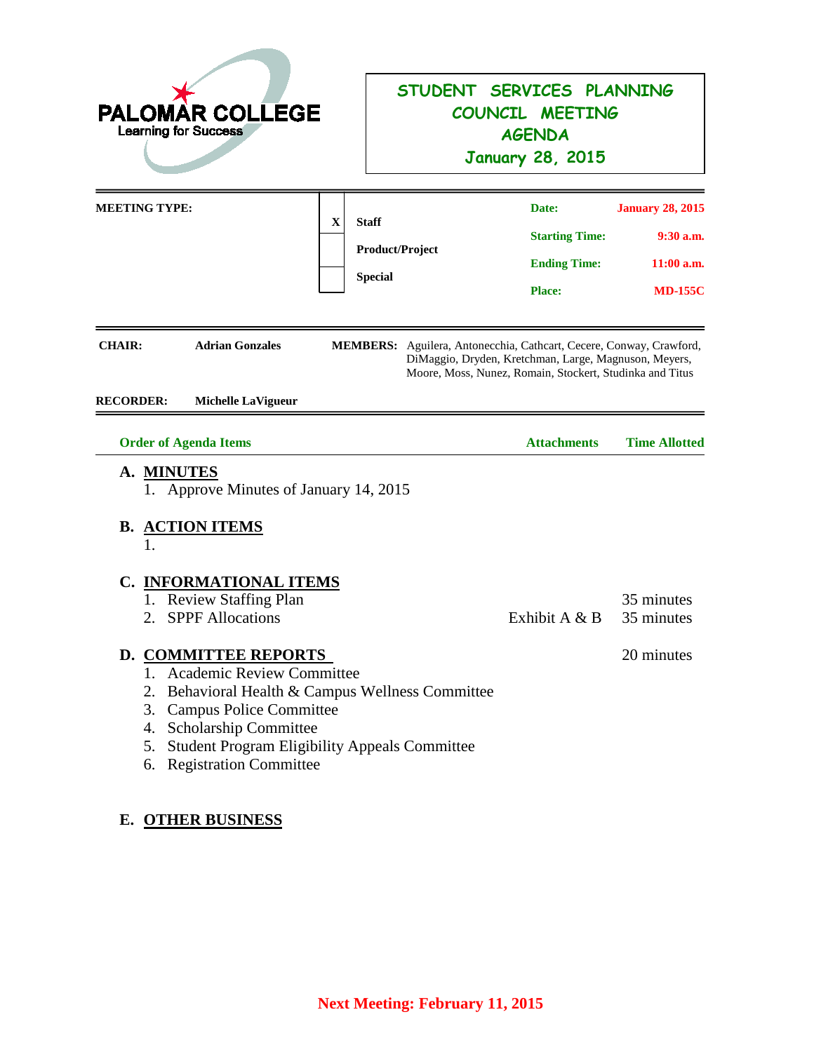**PALOMAR COLLEGE**
Learning for Success

# STUDENT SERVICES PLANNING COUNCIL MEETING AGENDA
## January 28, 2015

| MEETING TYPE: | | | | |
|---|---|---|---|---|
| | X | Staff | Date: | January 28, 2015 |
| | | Product/Project | Starting Time: | 9:30 a.m. |
| | | Special | Ending Time: | 11:00 a.m. |
| | | | Place: | MD-155C |

**CHAIR:** Adrian Gonzales

**MEMBERS:** Aguilera, Antonecchia, Cathcart, Cecere, Conway, Crawford, DiMaggio, Dryden, Kretchman, Large, Magnuson, Meyers, Moore, Moss, Nunez, Romain, Stockert, Studinka and Titus

**RECORDER:** Michelle LaVigueur

| Order of Agenda Items | Attachments | Time Allotted |
|---|---|---|
| **A. MINUTES** | | |
| 1. Approve Minutes of January 14, 2015 | | |
| **B. ACTION ITEMS** | | |
| 1. | | |
| **C. INFORMATIONAL ITEMS** | | |
| 1. Review Staffing Plan | | 35 minutes |
| 2. SPPF Allocations | Exhibit A & B | 35 minutes |
| **D. COMMITTEE REPORTS** | | 20 minutes |
| 1. Academic Review Committee | | |
| 2. Behavioral Health & Campus Wellness Committee | | |
| 3. Campus Police Committee | | |
| 4. Scholarship Committee | | |
| 5. Student Program Eligibility Appeals Committee | | |
| 6. Registration Committee | | |
| **E. OTHER BUSINESS** | | |

**Next Meeting: February 11, 2015**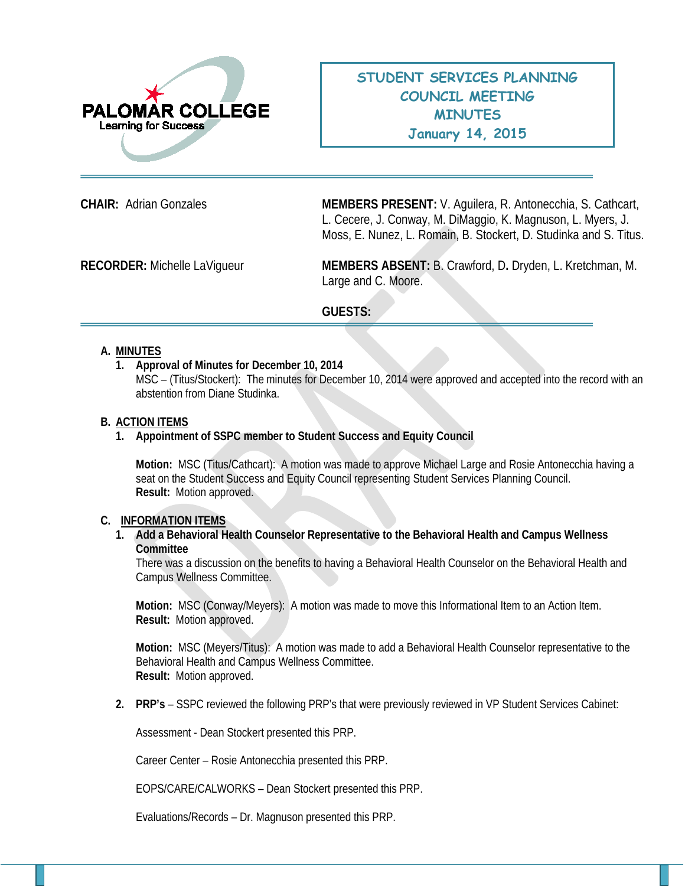PALOMAR COLLEGE
Learning for Success

# STUDENT SERVICES PLANNING COUNCIL MEETING MINUTES
## January 14, 2015

**CHAIR:** Adrian Gonzales

**MEMBERS PRESENT:** V. Aguilera, R. Antonecchia, S. Cathcart, L. Cecere, J. Conway, M. DiMaggio, K. Magnuson, L. Myers, J. Moss, E. Nunez, L. Romain, B. Stockert, D. Studinka and S. Titus.

**RECORDER:** Michelle LaVigueur

**MEMBERS ABSENT:** B. Crawford, D**.** Dryden, L. Kretchman, M. Large and C. Moore.

**GUESTS:**

**A. MINUTES**

1. **Approval of Minutes for December 10, 2014**
   MSC – (Titus/Stockert): The minutes for December 10, 2014 were approved and accepted into the record with an abstention from Diane Studinka.

**B. ACTION ITEMS**

1. **Appointment of SSPC member to Student Success and Equity Council**

   **Motion:** MSC (Titus/Cathcart): A motion was made to approve Michael Large and Rosie Antonecchia having a seat on the Student Success and Equity Council representing Student Services Planning Council.
   **Result:** Motion approved.

**C. INFORMATION ITEMS**

1. **Add a Behavioral Health Counselor Representative to the Behavioral Health and Campus Wellness Committee**
   There was a discussion on the benefits to having a Behavioral Health Counselor on the Behavioral Health and Campus Wellness Committee.

   **Motion:** MSC (Conway/Meyers): A motion was made to move this Informational Item to an Action Item.
   **Result:** Motion approved.

   **Motion:** MSC (Meyers/Titus): A motion was made to add a Behavioral Health Counselor representative to the Behavioral Health and Campus Wellness Committee.
   **Result:** Motion approved.

2. **PRP's** – SSPC reviewed the following PRP's that were previously reviewed in VP Student Services Cabinet:

   Assessment - Dean Stockert presented this PRP.

   Career Center – Rosie Antonecchia presented this PRP.

   EOPS/CARE/CALWORKS – Dean Stockert presented this PRP.

   Evaluations/Records – Dr. Magnuson presented this PRP.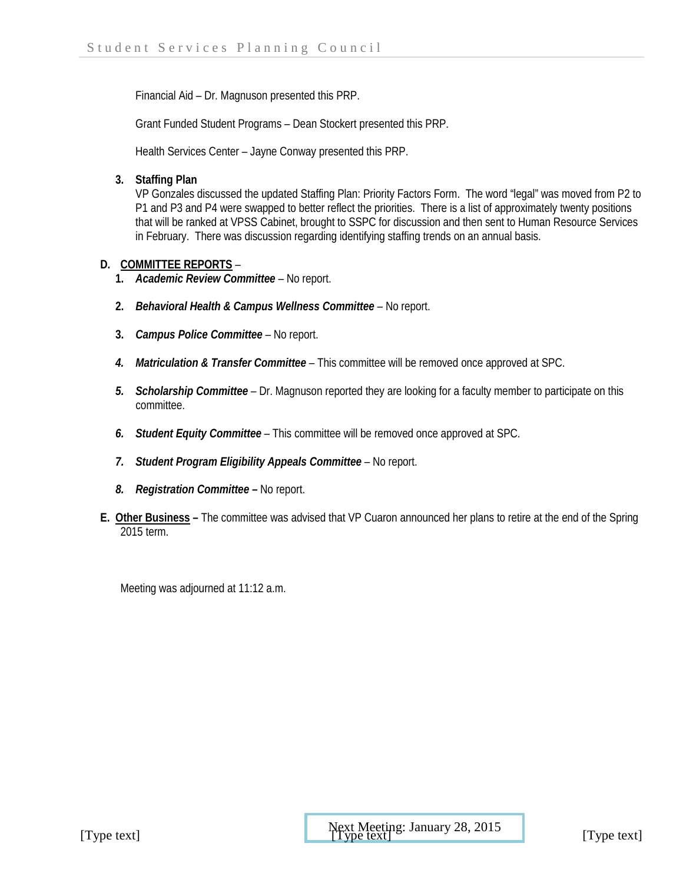Financial Aid – Dr. Magnuson presented this PRP.

Grant Funded Student Programs – Dean Stockert presented this PRP.

Health Services Center – Jayne Conway presented this PRP.

**3. Staffing Plan**

VP Gonzales discussed the updated Staffing Plan: Priority Factors Form. The word "legal" was moved from P2 to P1 and P3 and P4 were swapped to better reflect the priorities. There is a list of approximately twenty positions that will be ranked at VPSS Cabinet, brought to SSPC for discussion and then sent to Human Resource Services in February. There was discussion regarding identifying staffing trends on an annual basis.

**D. COMMITTEE REPORTS** –

1. ***Academic Review Committee*** – No report.
2. ***Behavioral Health & Campus Wellness Committee*** – No report.
3. ***Campus Police Committee*** – No report.
4. ***Matriculation & Transfer Committee*** – This committee will be removed once approved at SPC.
5. ***Scholarship Committee*** – Dr. Magnuson reported they are looking for a faculty member to participate on this committee.
6. ***Student Equity Committee*** – This committee will be removed once approved at SPC.
7. ***Student Program Eligibility Appeals Committee*** – No report.
8. ***Registration Committee*** **–** No report.

**E. Other Business –** The committee was advised that VP Cuaron announced her plans to retire at the end of the Spring 2015 term.

Meeting was adjourned at 11:12 a.m.

Next Meeting: January 28, 2015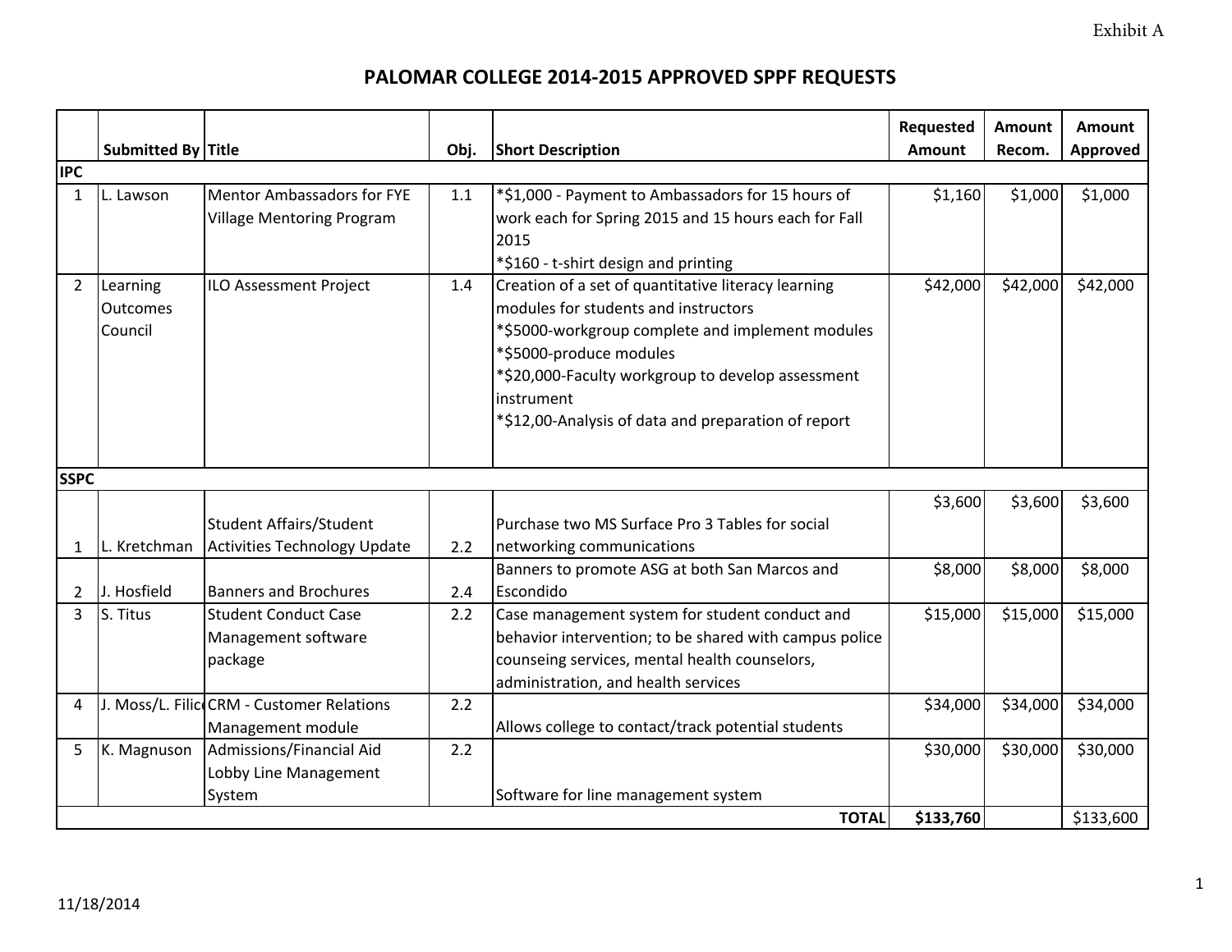Exhibit A

# PALOMAR COLLEGE 2014-2015 APPROVED SPPF REQUESTS

| | Submitted By | Title | Obj. | Short Description | Requested Amount | Amount Recom. | Amount Approved |
|---|---|---|---|---|---|---|---|
| **IPC** | | | | | | | |
| 1 | L. Lawson | Mentor Ambassadors for FYE Village Mentoring Program | 1.1 | *$1,000 - Payment to Ambassadors for 15 hours of work each for Spring 2015 and 15 hours each for Fall 2015<br>*$160 - t-shirt design and printing | $1,160 | $1,000 | $1,000 |
| 2 | Learning Outcomes Council | ILO Assessment Project | 1.4 | Creation of a set of quantitative literacy learning modules for students and instructors<br>*$5000-workgroup complete and implement modules<br>*$5000-produce modules<br>*$20,000-Faculty workgroup to develop assessment instrument<br>*$12,00-Analysis of data and preparation of report | $42,000 | $42,000 | $42,000 |
| **SSPC** | | | | | | | |
| 1 | L. Kretchman | Student Affairs/Student Activities Technology Update | 2.2 | Purchase two MS Surface Pro 3 Tables for social networking communications | $3,600 | $3,600 | $3,600 |
| 2 | J. Hosfield | Banners and Brochures | 2.4 | Banners to promote ASG at both San Marcos and Escondido | $8,000 | $8,000 | $8,000 |
| 3 | S. Titus | Student Conduct Case Management software package | 2.2 | Case management system for student conduct and behavior intervention; to be shared with campus police counseing services, mental health counselors, administration, and health services | $15,000 | $15,000 | $15,000 |
| 4 | J. Moss/L. Filic | CRM - Customer Relations Management module | 2.2 | Allows college to contact/track potential students | $34,000 | $34,000 | $34,000 |
| 5 | K. Magnuson | Admissions/Financial Aid Lobby Line Management System | 2.2 | Software for line management system | $30,000 | $30,000 | $30,000 |
| | | | | **TOTAL** | **$133,760** | | $133,600 |

11/18/2014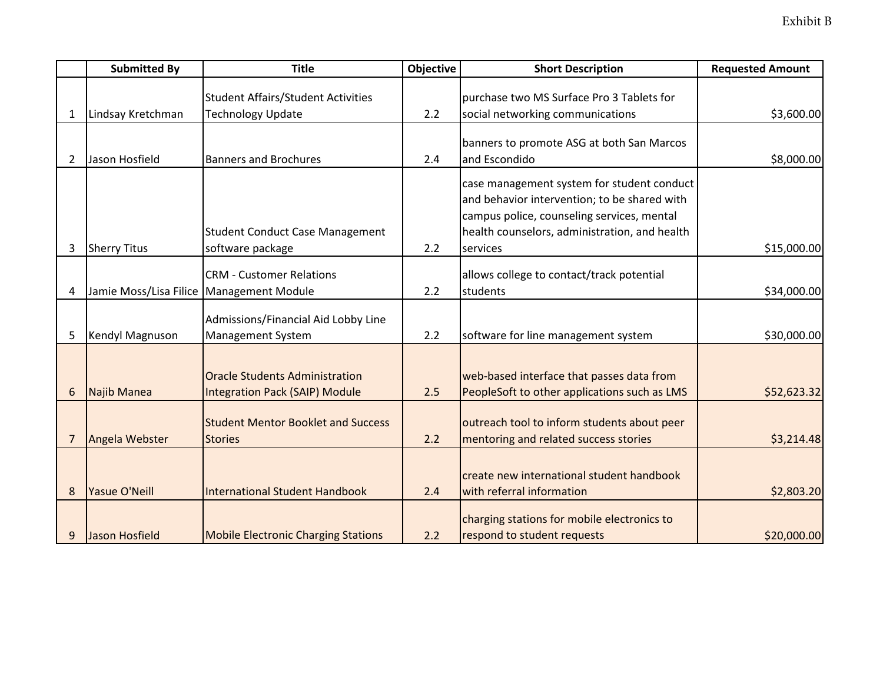Exhibit B

| | Submitted By | Title | Objective | Short Description | Requested Amount |
|---|---|---|---|---|---|
| 1 | Lindsay Kretchman | Student Affairs/Student Activities Technology Update | 2.2 | purchase two MS Surface Pro 3 Tablets for social networking communications | $3,600.00 |
| 2 | Jason Hosfield | Banners and Brochures | 2.4 | banners to promote ASG at both San Marcos and Escondido | $8,000.00 |
| 3 | Sherry Titus | Student Conduct Case Management software package | 2.2 | case management system for student conduct and behavior intervention; to be shared with campus police, counseling services, mental health counselors, administration, and health services | $15,000.00 |
| 4 | Jamie Moss/Lisa Filice | CRM - Customer Relations Management Module | 2.2 | allows college to contact/track potential students | $34,000.00 |
| 5 | Kendyl Magnuson | Admissions/Financial Aid Lobby Line Management System | 2.2 | software for line management system | $30,000.00 |
| 6 | Najib Manea | Oracle Students Administration Integration Pack (SAIP) Module | 2.5 | web-based interface that passes data from PeopleSoft to other applications such as LMS | $52,623.32 |
| 7 | Angela Webster | Student Mentor Booklet and Success Stories | 2.2 | outreach tool to inform students about peer mentoring and related success stories | $3,214.48 |
| 8 | Yasue O'Neill | International Student Handbook | 2.4 | create new international student handbook with referral information | $2,803.20 |
| 9 | Jason Hosfield | Mobile Electronic Charging Stations | 2.2 | charging stations for mobile electronics to respond to student requests | $20,000.00 |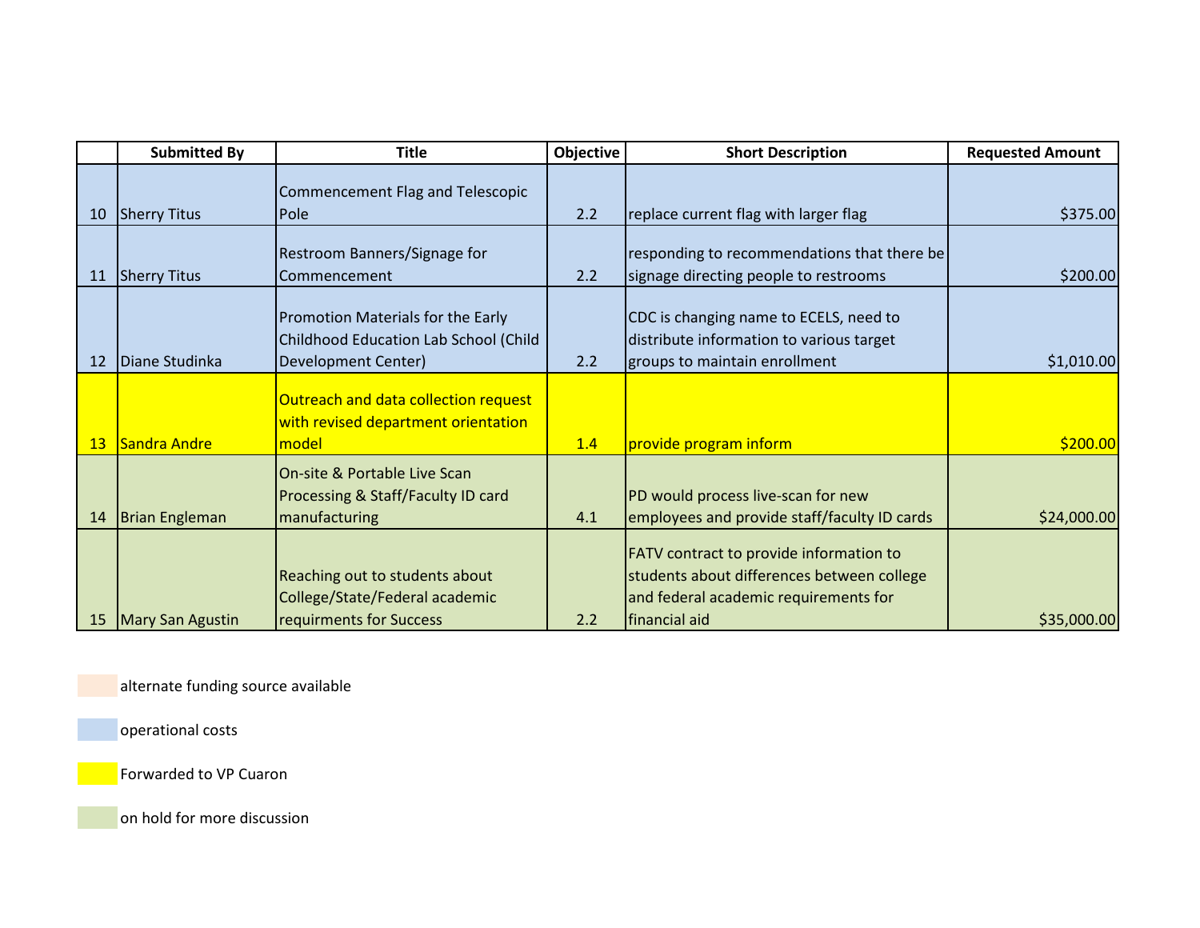| | Submitted By | Title | Objective | Short Description | Requested Amount |
|---|---|---|---|---|---|
| 10 | Sherry Titus | Commencement Flag and Telescopic Pole | 2.2 | replace current flag with larger flag | $375.00 |
| 11 | Sherry Titus | Restroom Banners/Signage for Commencement | 2.2 | responding to recommendations that there be signage directing people to restrooms | $200.00 |
| 12 | Diane Studinka | Promotion Materials for the Early Childhood Education Lab School (Child Development Center) | 2.2 | CDC is changing name to ECELS, need to distribute information to various target groups to maintain enrollment | $1,010.00 |
| 13 | Sandra Andre | Outreach and data collection request with revised department orientation model | 1.4 | provide program inform | $200.00 |
| 14 | Brian Engleman | On-site & Portable Live Scan Processing & Staff/Faculty ID card manufacturing | 4.1 | PD would process live-scan for new employees and provide staff/faculty ID cards | $24,000.00 |
| 15 | Mary San Agustin | Reaching out to students about College/State/Federal academic requirments for Success | 2.2 | FATV contract to provide information to students about differences between college and federal academic requirements for financial aid | $35,000.00 |

alternate funding source available

operational costs

Forwarded to VP Cuaron

on hold for more discussion